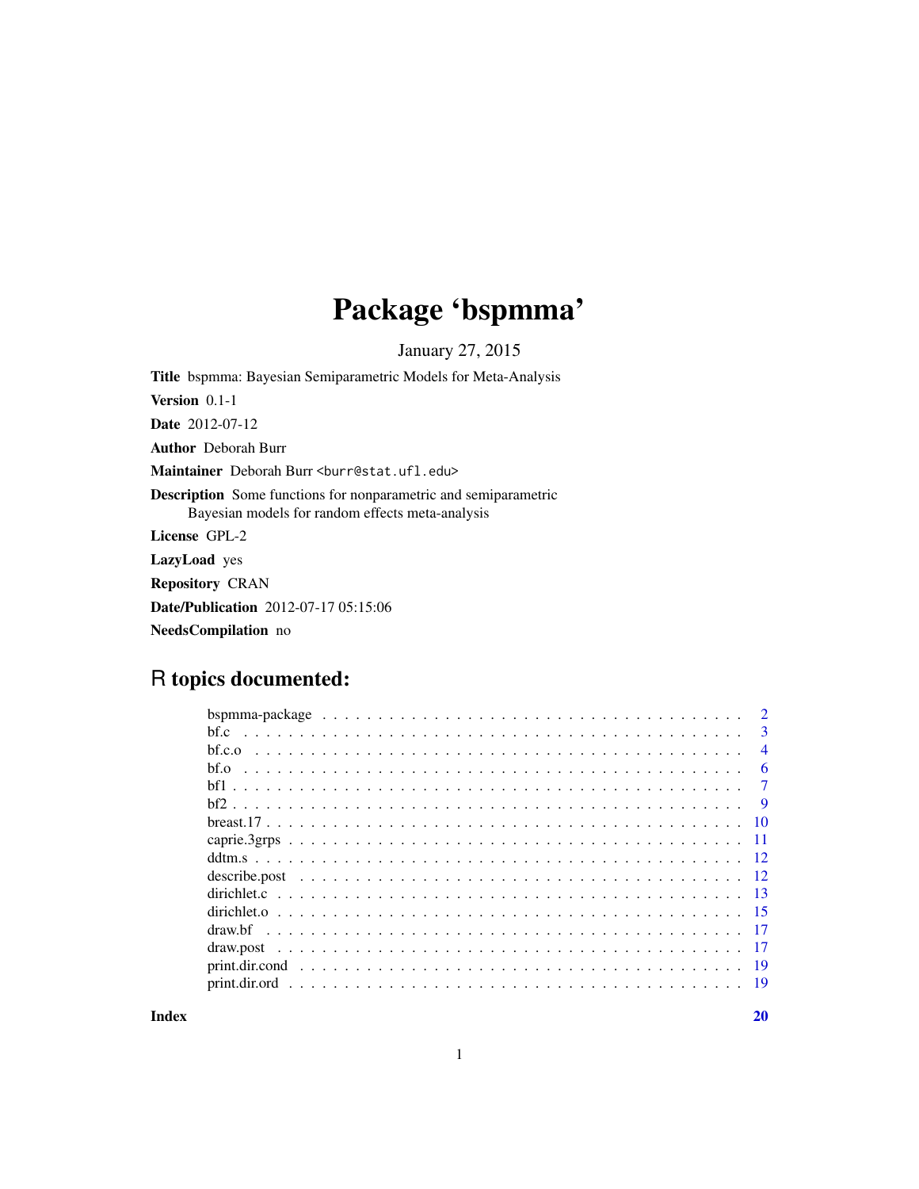# Package 'bspmma'

January 27, 2015

**Title** bspmma: Bayesian Semiparametric Models for Meta-Analysis

**Version** 0.1-1

**Date** 2012-07-12

**Author** Deborah Burr

**Maintainer** Deborah Burr <burr@stat.ufl.edu>

**Description** Some functions for nonparametric and semiparametric Bayesian models for random effects meta-analysis

**License** GPL-2

**LazyLoad** yes

**Repository** CRAN

**Date/Publication** 2012-07-17 05:15:06

**NeedsCompilation** no

## R topics documented:

| | |
|---|---|
| bspmma-package | 2 |
| bf.c | 3 |
| bf.c.o | 4 |
| bf.o | 6 |
| bf1 | 7 |
| bf2 | 9 |
| breast.17 | 10 |
| caprie.3grps | 11 |
| ddtm.s | 12 |
| describe.post | 12 |
| dirichlet.c | 13 |
| dirichlet.o | 15 |
| draw.bf | 17 |
| draw.post | 17 |
| print.dir.cond | 19 |
| print.dir.ord | 19 |
| **Index** | **20** |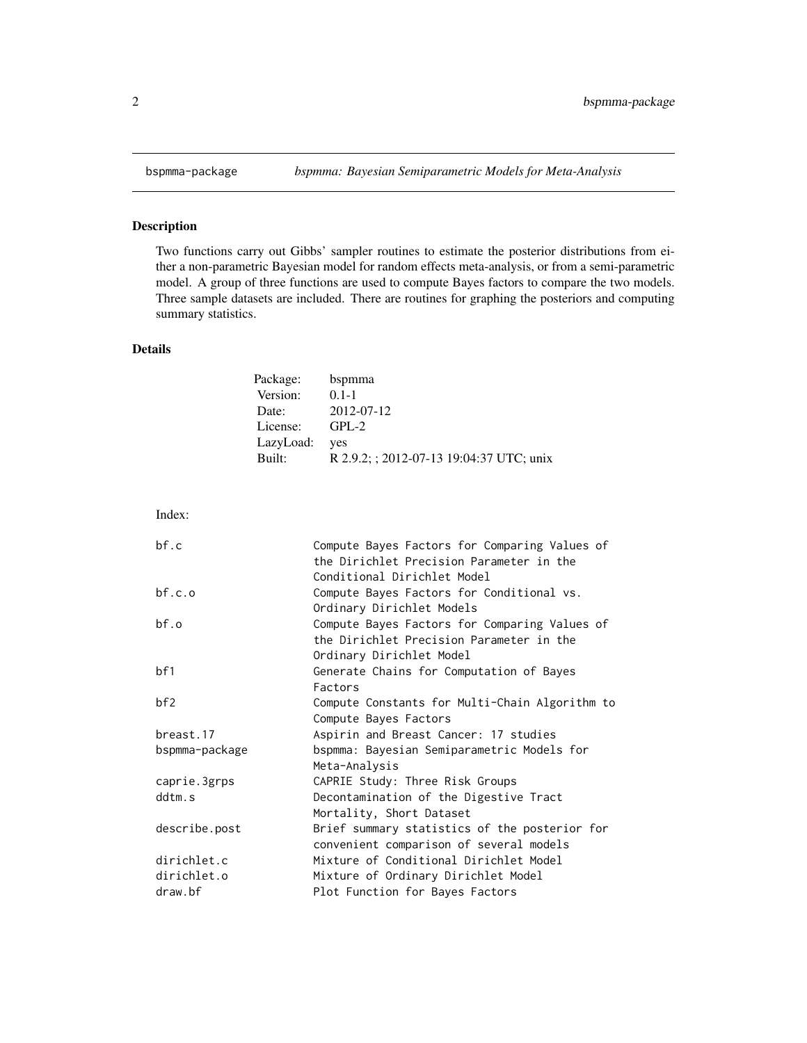# bspmma-package *bspmma: Bayesian Semiparametric Models for Meta-Analysis*

## Description

Two functions carry out Gibbs' sampler routines to estimate the posterior distributions from either a non-parametric Bayesian model for random effects meta-analysis, or from a semi-parametric model. A group of three functions are used to compute Bayes factors to compare the two models. Three sample datasets are included. There are routines for graphing the posteriors and computing summary statistics.

## Details

| | |
|---|---|
| Package: | bspmma |
| Version: | 0.1-1 |
| Date: | 2012-07-12 |
| License: | GPL-2 |
| LazyLoad: | yes |
| Built: | R 2.9.2; ; 2012-07-13 19:04:37 UTC; unix |

Index:

```
bf.c                    Compute Bayes Factors for Comparing Values of
                        the Dirichlet Precision Parameter in the
                        Conditional Dirichlet Model
bf.c.o                  Compute Bayes Factors for Conditional vs.
                        Ordinary Dirichlet Models
bf.o                    Compute Bayes Factors for Comparing Values of
                        the Dirichlet Precision Parameter in the
                        Ordinary Dirichlet Model
bf1                     Generate Chains for Computation of Bayes
                        Factors
bf2                     Compute Constants for Multi-Chain Algorithm to
                        Compute Bayes Factors
breast.17               Aspirin and Breast Cancer: 17 studies
bspmma-package          bspmma: Bayesian Semiparametric Models for
                        Meta-Analysis
caprie.3grps            CAPRIE Study: Three Risk Groups
ddtm.s                  Decontamination of the Digestive Tract
                        Mortality, Short Dataset
describe.post           Brief summary statistics of the posterior for
                        convenient comparison of several models
dirichlet.c             Mixture of Conditional Dirichlet Model
dirichlet.o             Mixture of Ordinary Dirichlet Model
draw.bf                 Plot Function for Bayes Factors
```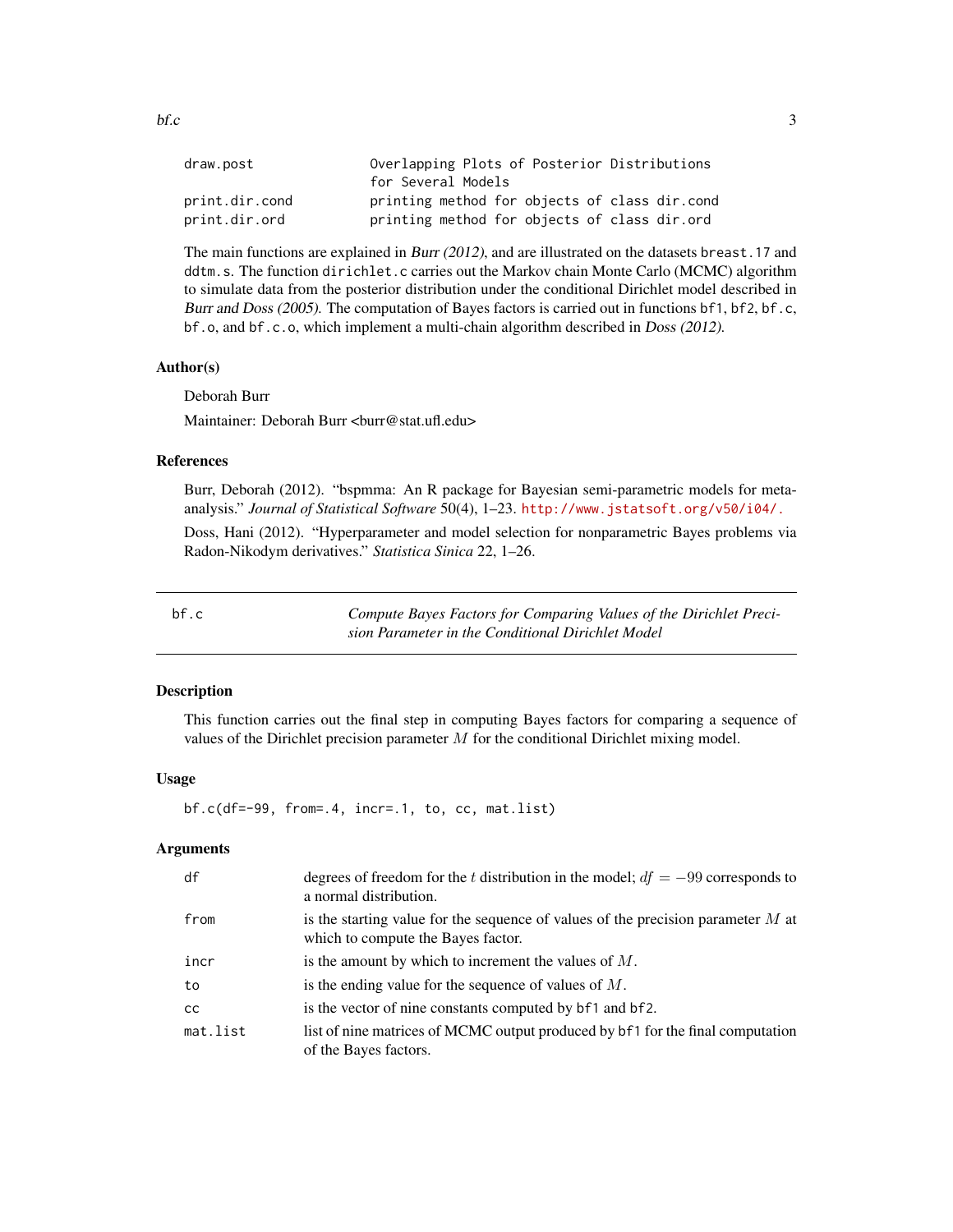| | |
|---|---|
| draw.post | Overlapping Plots of Posterior Distributions for Several Models |
| print.dir.cond | printing method for objects of class dir.cond |
| print.dir.ord | printing method for objects of class dir.ord |

The main functions are explained in *Burr (2012)*, and are illustrated on the datasets `breast.17` and `ddtm.s`. The function `dirichlet.c` carries out the Markov chain Monte Carlo (MCMC) algorithm to simulate data from the posterior distribution under the conditional Dirichlet model described in *Burr and Doss (2005)*. The computation of Bayes factors is carried out in functions `bf1`, `bf2`, `bf.c`, `bf.o`, and `bf.c.o`, which implement a multi-chain algorithm described in *Doss (2012)*.

### Author(s)

Deborah Burr

Maintainer: Deborah Burr <burr@stat.ufl.edu>

### References

Burr, Deborah (2012). "bspmma: An R package for Bayesian semi-parametric models for meta-analysis." *Journal of Statistical Software* 50(4), 1–23. http://www.jstatsoft.org/v50/i04/.

Doss, Hani (2012). "Hyperparameter and model selection for nonparametric Bayes problems via Radon-Nikodym derivatives." *Statistica Sinica* 22, 1–26.

---

## bf.c — *Compute Bayes Factors for Comparing Values of the Dirichlet Precision Parameter in the Conditional Dirichlet Model*

### Description

This function carries out the final step in computing Bayes factors for comparing a sequence of values of the Dirichlet precision parameter $M$ for the conditional Dirichlet mixing model.

### Usage

```
bf.c(df=-99, from=.4, incr=.1, to, cc, mat.list)
```

### Arguments

| | |
|---|---|
| df | degrees of freedom for the $t$ distribution in the model; $df = -99$ corresponds to a normal distribution. |
| from | is the starting value for the sequence of values of the precision parameter $M$ at which to compute the Bayes factor. |
| incr | is the amount by which to increment the values of $M$. |
| to | is the ending value for the sequence of values of $M$. |
| cc | is the vector of nine constants computed by `bf1` and `bf2`. |
| mat.list | list of nine matrices of MCMC output produced by `bf1` for the final computation of the Bayes factors. |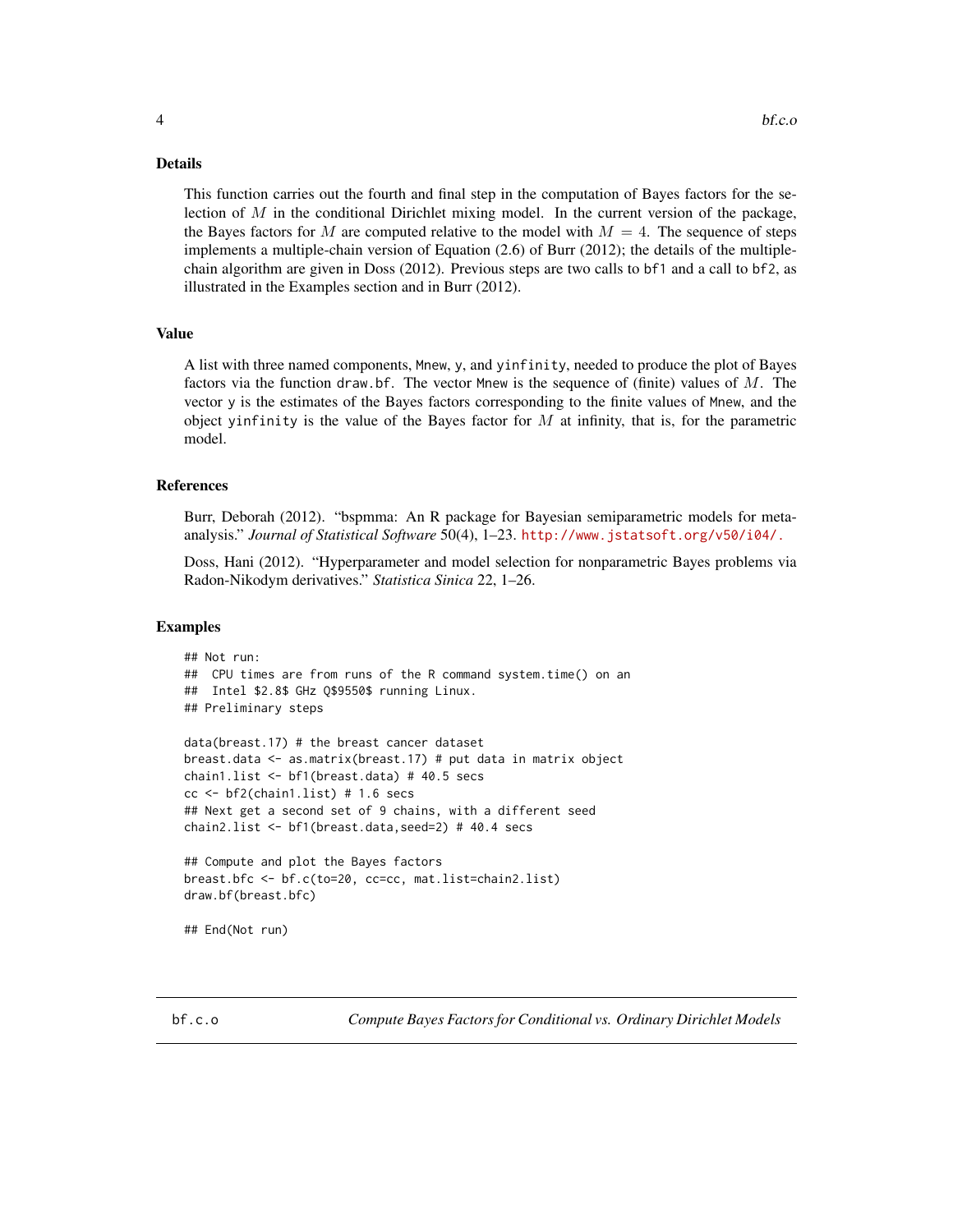## Details

This function carries out the fourth and final step in the computation of Bayes factors for the selection of $M$ in the conditional Dirichlet mixing model. In the current version of the package, the Bayes factors for $M$ are computed relative to the model with $M = 4$. The sequence of steps implements a multiple-chain version of Equation (2.6) of Burr (2012); the details of the multiple-chain algorithm are given in Doss (2012). Previous steps are two calls to `bf1` and a call to `bf2`, as illustrated in the Examples section and in Burr (2012).

## Value

A list with three named components, `Mnew`, `y`, and `yinfinity`, needed to produce the plot of Bayes factors via the function `draw.bf`. The vector `Mnew` is the sequence of (finite) values of $M$. The vector `y` is the estimates of the Bayes factors corresponding to the finite values of `Mnew`, and the object `yinfinity` is the value of the Bayes factor for $M$ at infinity, that is, for the parametric model.

## References

Burr, Deborah (2012). "bspmma: An R package for Bayesian semiparametric models for meta-analysis." *Journal of Statistical Software* 50(4), 1–23. http://www.jstatsoft.org/v50/i04/.

Doss, Hani (2012). "Hyperparameter and model selection for nonparametric Bayes problems via Radon-Nikodym derivatives." *Statistica Sinica* 22, 1–26.

## Examples

```
## Not run:
##  CPU times are from runs of the R command system.time() on an
##  Intel $2.8$ GHz Q$9550$ running Linux.
## Preliminary steps

data(breast.17) # the breast cancer dataset
breast.data <- as.matrix(breast.17) # put data in matrix object
chain1.list <- bf1(breast.data) # 40.5 secs
cc <- bf2(chain1.list) # 1.6 secs
## Next get a second set of 9 chains, with a different seed
chain2.list <- bf1(breast.data,seed=2) # 40.4 secs

## Compute and plot the Bayes factors
breast.bfc <- bf.c(to=20, cc=cc, mat.list=chain2.list)
draw.bf(breast.bfc)

## End(Not run)
```

---

bf.c.o *Compute Bayes Factors for Conditional vs. Ordinary Dirichlet Models*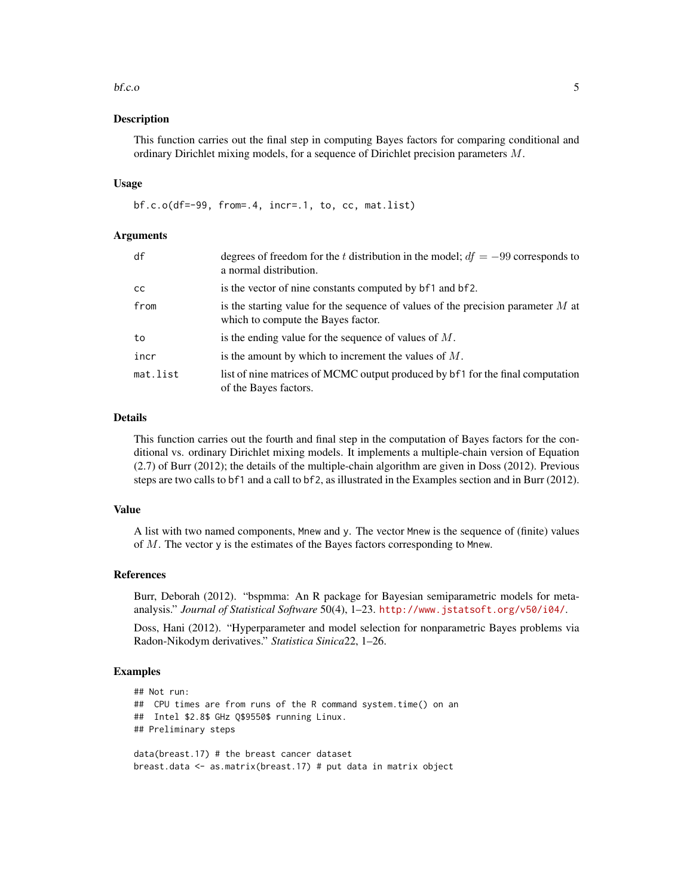## Description

This function carries out the final step in computing Bayes factors for comparing conditional and ordinary Dirichlet mixing models, for a sequence of Dirichlet precision parameters $M$.

## Usage

```
bf.c.o(df=-99, from=.4, incr=.1, to, cc, mat.list)
```

## Arguments

| | |
|---|---|
| `df` | degrees of freedom for the $t$ distribution in the model; $df = -99$ corresponds to a normal distribution. |
| `cc` | is the vector of nine constants computed by `bf1` and `bf2`. |
| `from` | is the starting value for the sequence of values of the precision parameter $M$ at which to compute the Bayes factor. |
| `to` | is the ending value for the sequence of values of $M$. |
| `incr` | is the amount by which to increment the values of $M$. |
| `mat.list` | list of nine matrices of MCMC output produced by `bf1` for the final computation of the Bayes factors. |

## Details

This function carries out the fourth and final step in the computation of Bayes factors for the conditional vs. ordinary Dirichlet mixing models. It implements a multiple-chain version of Equation (2.7) of Burr (2012); the details of the multiple-chain algorithm are given in Doss (2012). Previous steps are two calls to `bf1` and a call to `bf2`, as illustrated in the Examples section and in Burr (2012).

## Value

A list with two named components, `Mnew` and `y`. The vector `Mnew` is the sequence of (finite) values of $M$. The vector `y` is the estimates of the Bayes factors corresponding to `Mnew`.

## References

Burr, Deborah (2012). "bspmma: An R package for Bayesian semiparametric models for meta-analysis." *Journal of Statistical Software* 50(4), 1–23. http://www.jstatsoft.org/v50/i04/.

Doss, Hani (2012). "Hyperparameter and model selection for nonparametric Bayes problems via Radon-Nikodym derivatives." *Statistica Sinica*22, 1–26.

## Examples

```
## Not run:
##  CPU times are from runs of the R command system.time() on an
##  Intel $2.8$ GHz Q$9550$ running Linux.
## Preliminary steps

data(breast.17) # the breast cancer dataset
breast.data <- as.matrix(breast.17) # put data in matrix object
```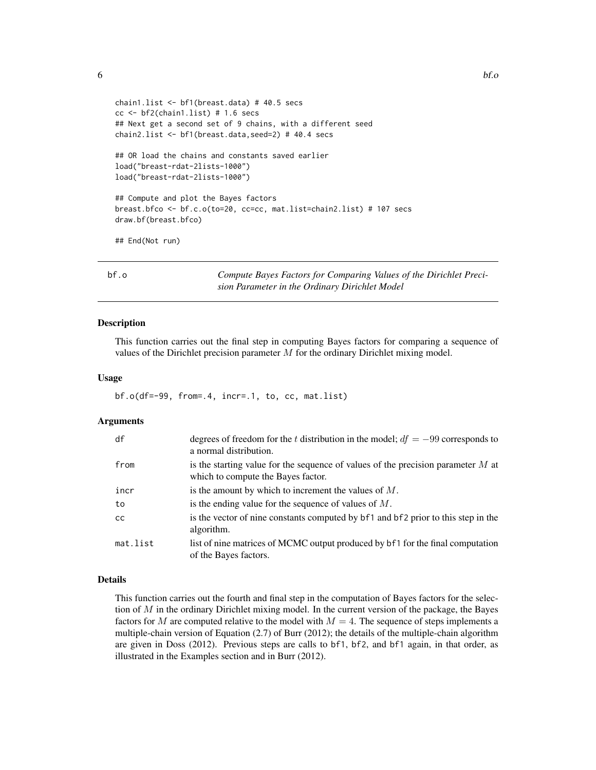```
chain1.list <- bf1(breast.data) # 40.5 secs
cc <- bf2(chain1.list) # 1.6 secs
## Next get a second set of 9 chains, with a different seed
chain2.list <- bf1(breast.data,seed=2) # 40.4 secs

## OR load the chains and constants saved earlier
load("breast-rdat-2lists-1000")
load("breast-rdat-2lists-1000")

## Compute and plot the Bayes factors
breast.bfco <- bf.c.o(to=20, cc=cc, mat.list=chain2.list) # 107 secs
draw.bf(breast.bfco)

## End(Not run)
```

## bf.o — *Compute Bayes Factors for Comparing Values of the Dirichlet Precision Parameter in the Ordinary Dirichlet Model*

### Description

This function carries out the final step in computing Bayes factors for comparing a sequence of values of the Dirichlet precision parameter $M$ for the ordinary Dirichlet mixing model.

### Usage

```
bf.o(df=-99, from=.4, incr=.1, to, cc, mat.list)
```

### Arguments

| | |
|---|---|
| `df` | degrees of freedom for the $t$ distribution in the model; $df = -99$ corresponds to a normal distribution. |
| `from` | is the starting value for the sequence of values of the precision parameter $M$ at which to compute the Bayes factor. |
| `incr` | is the amount by which to increment the values of $M$. |
| `to` | is the ending value for the sequence of values of $M$. |
| `cc` | is the vector of nine constants computed by `bf1` and `bf2` prior to this step in the algorithm. |
| `mat.list` | list of nine matrices of MCMC output produced by `bf1` for the final computation of the Bayes factors. |

### Details

This function carries out the fourth and final step in the computation of Bayes factors for the selection of $M$ in the ordinary Dirichlet mixing model. In the current version of the package, the Bayes factors for $M$ are computed relative to the model with $M = 4$. The sequence of steps implements a multiple-chain version of Equation (2.7) of Burr (2012); the details of the multiple-chain algorithm are given in Doss (2012). Previous steps are calls to `bf1`, `bf2`, and `bf1` again, in that order, as illustrated in the Examples section and in Burr (2012).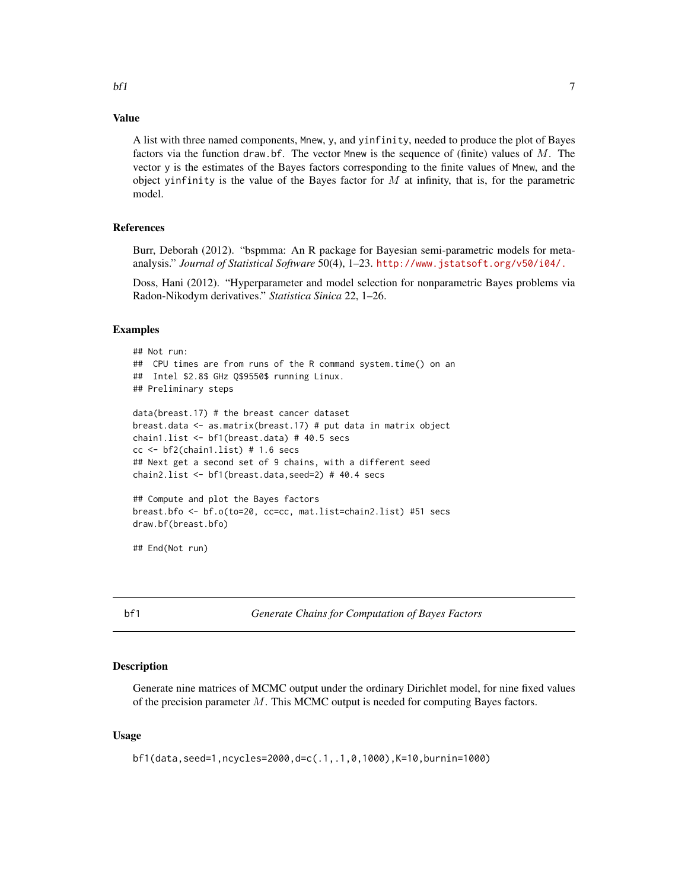## Value

A list with three named components, `Mnew`, `y`, and `yinfinity`, needed to produce the plot of Bayes factors via the function `draw.bf`. The vector `Mnew` is the sequence of (finite) values of $M$. The vector `y` is the estimates of the Bayes factors corresponding to the finite values of `Mnew`, and the object `yinfinity` is the value of the Bayes factor for $M$ at infinity, that is, for the parametric model.

## References

Burr, Deborah (2012). "bspmma: An R package for Bayesian semi-parametric models for meta-analysis." *Journal of Statistical Software* 50(4), 1–23. http://www.jstatsoft.org/v50/i04/.

Doss, Hani (2012). "Hyperparameter and model selection for nonparametric Bayes problems via Radon-Nikodym derivatives." *Statistica Sinica* 22, 1–26.

## Examples

```
## Not run:
##  CPU times are from runs of the R command system.time() on an
##  Intel $2.8$ GHz Q$9550$ running Linux.
## Preliminary steps

data(breast.17) # the breast cancer dataset
breast.data <- as.matrix(breast.17) # put data in matrix object
chain1.list <- bf1(breast.data) # 40.5 secs
cc <- bf2(chain1.list) # 1.6 secs
## Next get a second set of 9 chains, with a different seed
chain2.list <- bf1(breast.data,seed=2) # 40.4 secs

## Compute and plot the Bayes factors
breast.bfo <- bf.o(to=20, cc=cc, mat.list=chain2.list) #51 secs
draw.bf(breast.bfo)

## End(Not run)
```

---

# bf1 — *Generate Chains for Computation of Bayes Factors*

## Description

Generate nine matrices of MCMC output under the ordinary Dirichlet model, for nine fixed values of the precision parameter $M$. This MCMC output is needed for computing Bayes factors.

## Usage

```
bf1(data,seed=1,ncycles=2000,d=c(.1,.1,0,1000),K=10,burnin=1000)
```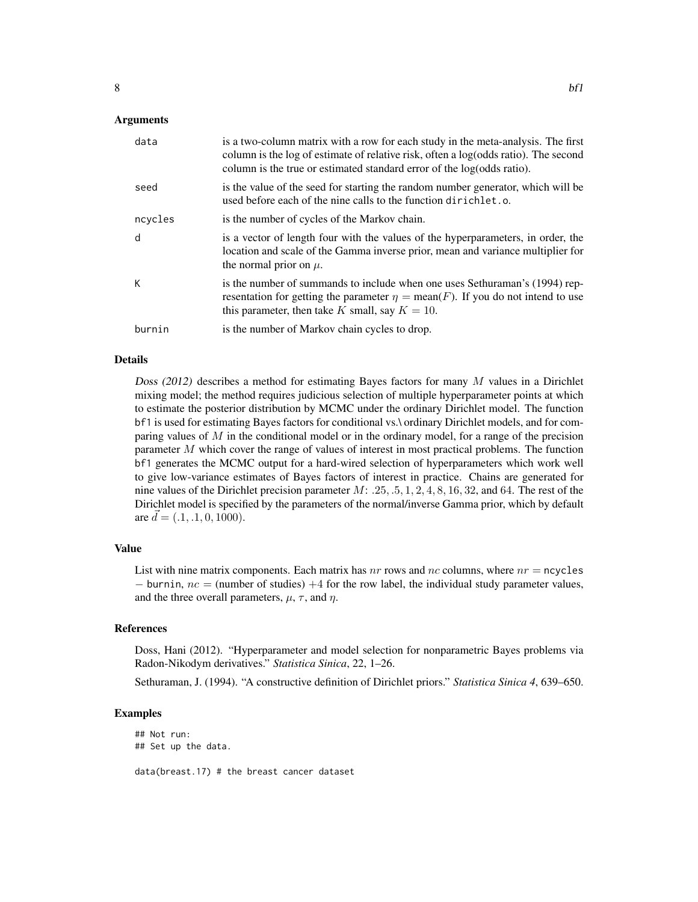### Arguments

| | |
|---|---|
| data | is a two-column matrix with a row for each study in the meta-analysis. The first column is the log of estimate of relative risk, often a log(odds ratio). The second column is the true or estimated standard error of the log(odds ratio). |
| seed | is the value of the seed for starting the random number generator, which will be used before each of the nine calls to the function dirichlet.o. |
| ncycles | is the number of cycles of the Markov chain. |
| d | is a vector of length four with the values of the hyperparameters, in order, the location and scale of the Gamma inverse prior, mean and variance multiplier for the normal prior on $\mu$. |
| K | is the number of summands to include when one uses Sethuraman's (1994) representation for getting the parameter $\eta = \text{mean}(F)$. If you do not intend to use this parameter, then take $K$ small, say $K = 10$. |
| burnin | is the number of Markov chain cycles to drop. |

### Details

*Doss (2012)* describes a method for estimating Bayes factors for many $M$ values in a Dirichlet mixing model; the method requires judicious selection of multiple hyperparameter points at which to estimate the posterior distribution by MCMC under the ordinary Dirichlet model. The function bf1 is used for estimating Bayes factors for conditional vs.\ ordinary Dirichlet models, and for comparing values of $M$ in the conditional model or in the ordinary model, for a range of the precision parameter $M$ which cover the range of values of interest in most practical problems. The function bf1 generates the MCMC output for a hard-wired selection of hyperparameters which work well to give low-variance estimates of Bayes factors of interest in practice. Chains are generated for nine values of the Dirichlet precision parameter $M$: $.25, .5, 1, 2, 4, 8, 16, 32$, and $64$. The rest of the Dirichlet model is specified by the parameters of the normal/inverse Gamma prior, which by default are $\vec{d} = (.1, .1, 0, 1000)$.

### Value

List with nine matrix components. Each matrix has $nr$ rows and $nc$ columns, where $nr =$ ncycles $-$ burnin, $nc =$ (number of studies) $+4$ for the row label, the individual study parameter values, and the three overall parameters, $\mu$, $\tau$, and $\eta$.

### References

Doss, Hani (2012). "Hyperparameter and model selection for nonparametric Bayes problems via Radon-Nikodym derivatives." *Statistica Sinica*, 22, 1–26.

Sethuraman, J. (1994). "A constructive definition of Dirichlet priors." *Statistica Sinica 4*, 639–650.

### Examples

```
## Not run:
## Set up the data.

data(breast.17) # the breast cancer dataset
```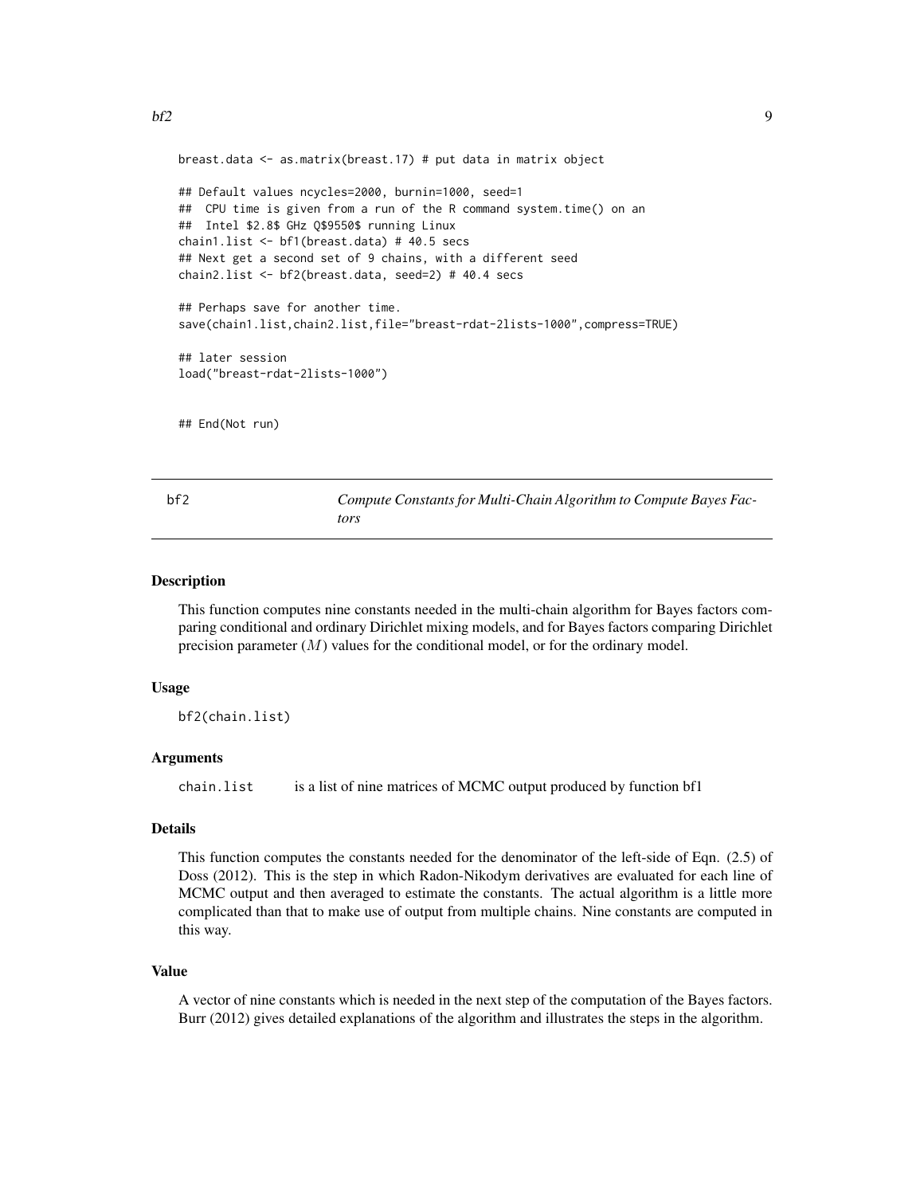```
breast.data <- as.matrix(breast.17) # put data in matrix object

## Default values ncycles=2000, burnin=1000, seed=1
##  CPU time is given from a run of the R command system.time() on an
##  Intel $2.8$ GHz Q$9550$ running Linux
chain1.list <- bf1(breast.data) # 40.5 secs
## Next get a second set of 9 chains, with a different seed
chain2.list <- bf2(breast.data, seed=2) # 40.4 secs

## Perhaps save for another time.
save(chain1.list,chain2.list,file="breast-rdat-2lists-1000",compress=TRUE)

## later session
load("breast-rdat-2lists-1000")


## End(Not run)
```

## bf2 — *Compute Constants for Multi-Chain Algorithm to Compute Bayes Factors*

### Description

This function computes nine constants needed in the multi-chain algorithm for Bayes factors comparing conditional and ordinary Dirichlet mixing models, and for Bayes factors comparing Dirichlet precision parameter ($M$) values for the conditional model, or for the ordinary model.

### Usage

```
bf2(chain.list)
```

### Arguments

`chain.list` is a list of nine matrices of MCMC output produced by function bf1

### Details

This function computes the constants needed for the denominator of the left-side of Eqn. (2.5) of Doss (2012). This is the step in which Radon-Nikodym derivatives are evaluated for each line of MCMC output and then averaged to estimate the constants. The actual algorithm is a little more complicated than that to make use of output from multiple chains. Nine constants are computed in this way.

### Value

A vector of nine constants which is needed in the next step of the computation of the Bayes factors. Burr (2012) gives detailed explanations of the algorithm and illustrates the steps in the algorithm.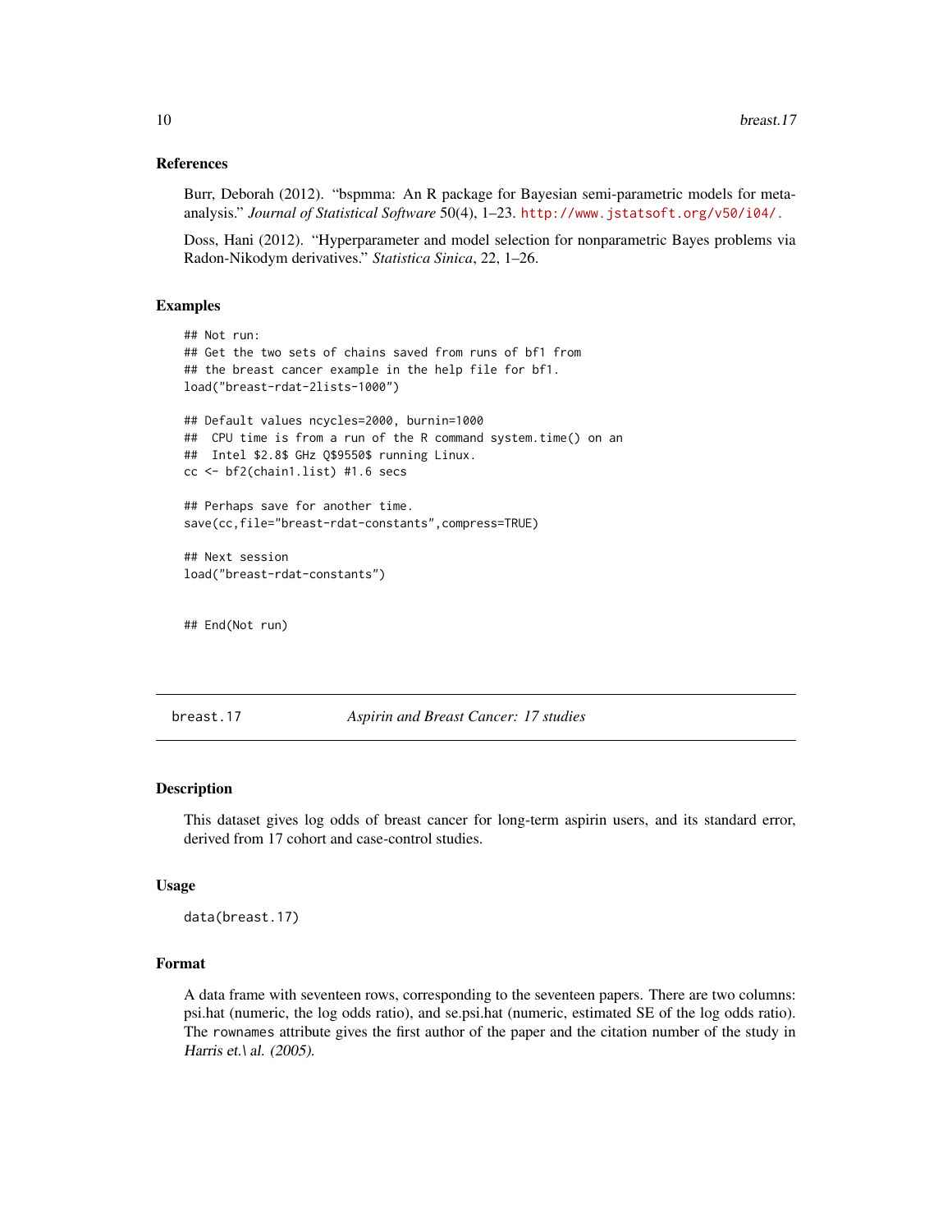### References

Burr, Deborah (2012). "bspmma: An R package for Bayesian semi-parametric models for meta-analysis." *Journal of Statistical Software* 50(4), 1–23. http://www.jstatsoft.org/v50/i04/.

Doss, Hani (2012). "Hyperparameter and model selection for nonparametric Bayes problems via Radon-Nikodym derivatives." *Statistica Sinica*, 22, 1–26.

### Examples

```
## Not run:
## Get the two sets of chains saved from runs of bf1 from
## the breast cancer example in the help file for bf1.
load("breast-rdat-2lists-1000")

## Default values ncycles=2000, burnin=1000
##  CPU time is from a run of the R command system.time() on an
##  Intel $2.8$ GHz Q$9550$ running Linux.
cc <- bf2(chain1.list) #1.6 secs

## Perhaps save for another time.
save(cc,file="breast-rdat-constants",compress=TRUE)

## Next session
load("breast-rdat-constants")


## End(Not run)
```

---

## breast.17 — *Aspirin and Breast Cancer: 17 studies*

### Description

This dataset gives log odds of breast cancer for long-term aspirin users, and its standard error, derived from 17 cohort and case-control studies.

### Usage

```
data(breast.17)
```

### Format

A data frame with seventeen rows, corresponding to the seventeen papers. There are two columns: psi.hat (numeric, the log odds ratio), and se.psi.hat (numeric, estimated SE of the log odds ratio). The rownames attribute gives the first author of the paper and the citation number of the study in *Harris et.\ al. (2005)*.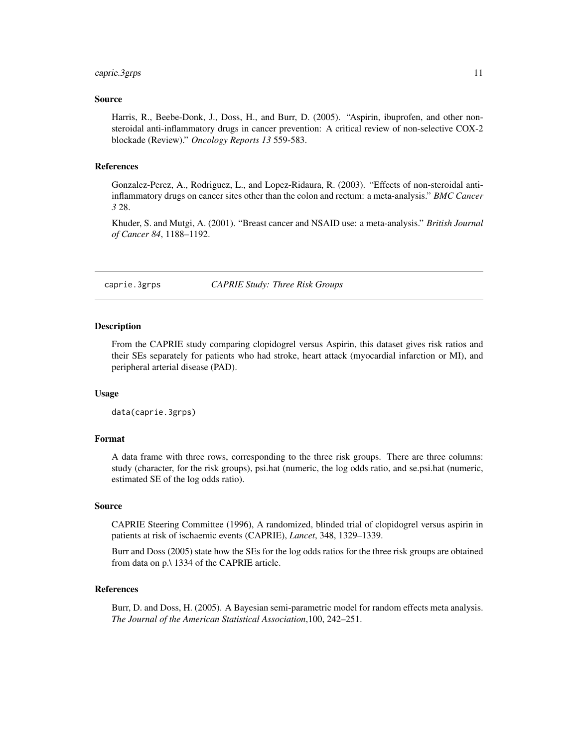### Source

Harris, R., Beebe-Donk, J., Doss, H., and Burr, D. (2005). "Aspirin, ibuprofen, and other non-steroidal anti-inflammatory drugs in cancer prevention: A critical review of non-selective COX-2 blockade (Review)." *Oncology Reports 13* 559-583.

### References

Gonzalez-Perez, A., Rodriguez, L., and Lopez-Ridaura, R. (2003). "Effects of non-steroidal anti-inflammatory drugs on cancer sites other than the colon and rectum: a meta-analysis." *BMC Cancer 3* 28.

Khuder, S. and Mutgi, A. (2001). "Breast cancer and NSAID use: a meta-analysis." *British Journal of Cancer 84*, 1188–1192.

## caprie.3grps — *CAPRIE Study: Three Risk Groups*

### Description

From the CAPRIE study comparing clopidogrel versus Aspirin, this dataset gives risk ratios and their SEs separately for patients who had stroke, heart attack (myocardial infarction or MI), and peripheral arterial disease (PAD).

### Usage

```
data(caprie.3grps)
```

### Format

A data frame with three rows, corresponding to the three risk groups. There are three columns: study (character, for the risk groups), psi.hat (numeric, the log odds ratio, and se.psi.hat (numeric, estimated SE of the log odds ratio).

### Source

CAPRIE Steering Committee (1996), A randomized, blinded trial of clopidogrel versus aspirin in patients at risk of ischaemic events (CAPRIE), *Lancet*, 348, 1329–1339.

Burr and Doss (2005) state how the SEs for the log odds ratios for the three risk groups are obtained from data on p.\ 1334 of the CAPRIE article.

### References

Burr, D. and Doss, H. (2005). A Bayesian semi-parametric model for random effects meta analysis. *The Journal of the American Statistical Association*,100, 242–251.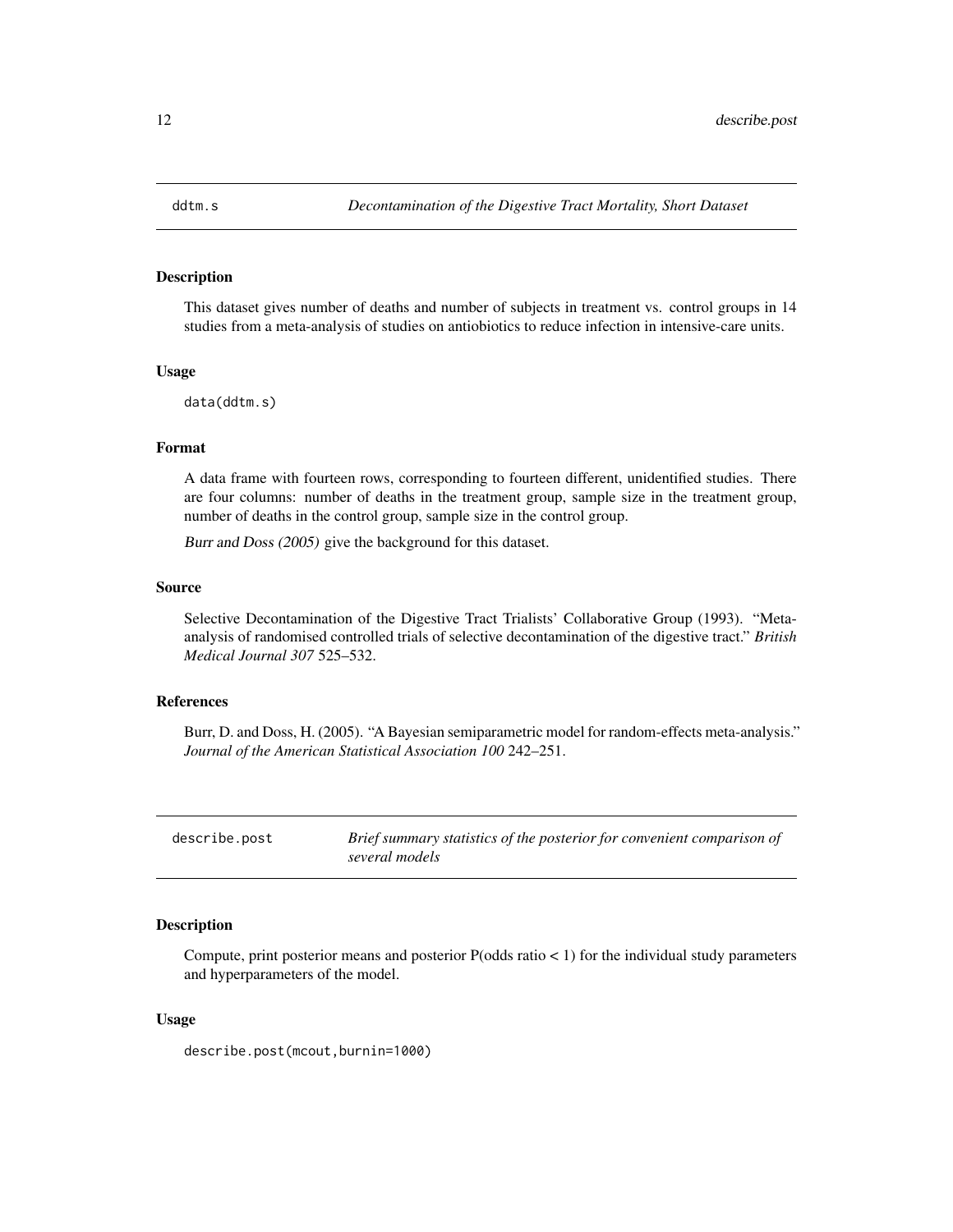## ddtm.s — *Decontamination of the Digestive Tract Mortality, Short Dataset*

### Description

This dataset gives number of deaths and number of subjects in treatment vs. control groups in 14 studies from a meta-analysis of studies on antiobiotics to reduce infection in intensive-care units.

### Usage

```
data(ddtm.s)
```

### Format

A data frame with fourteen rows, corresponding to fourteen different, unidentified studies. There are four columns: number of deaths in the treatment group, sample size in the treatment group, number of deaths in the control group, sample size in the control group.

*Burr and Doss (2005)* give the background for this dataset.

### Source

Selective Decontamination of the Digestive Tract Trialists' Collaborative Group (1993). "Meta-analysis of randomised controlled trials of selective decontamination of the digestive tract." *British Medical Journal 307* 525–532.

### References

Burr, D. and Doss, H. (2005). "A Bayesian semiparametric model for random-effects meta-analysis." *Journal of the American Statistical Association 100* 242–251.

## describe.post — *Brief summary statistics of the posterior for convenient comparison of several models*

### Description

Compute, print posterior means and posterior P(odds ratio < 1) for the individual study parameters and hyperparameters of the model.

### Usage

```
describe.post(mcout,burnin=1000)
```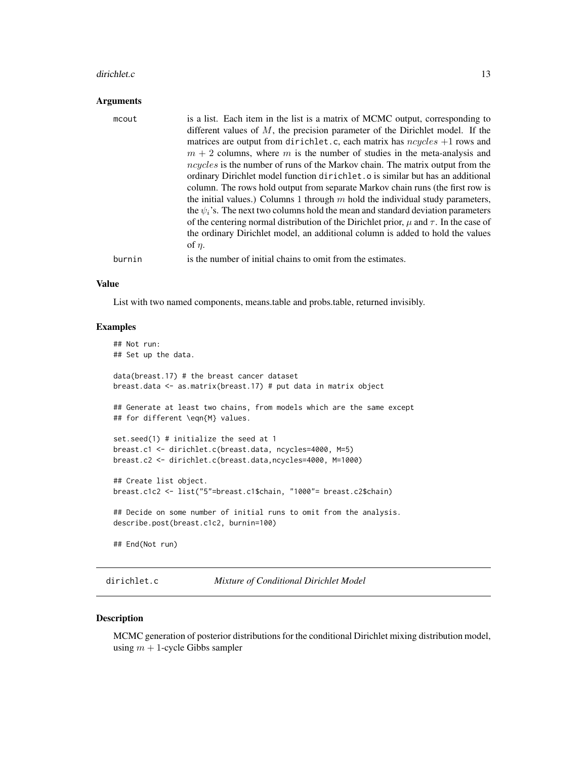### Arguments

**mcout** is a list. Each item in the list is a matrix of MCMC output, corresponding to different values of $M$, the precision parameter of the Dirichlet model. If the matrices are output from `dirichlet.c`, each matrix has $ncycles$ +1 rows and $m + 2$ columns, where $m$ is the number of studies in the meta-analysis and $ncycles$ is the number of runs of the Markov chain. The matrix output from the ordinary Dirichlet model function `dirichlet.o` is similar but has an additional column. The rows hold output from separate Markov chain runs (the first row is the initial values.) Columns 1 through $m$ hold the individual study parameters, the $\psi_i$'s. The next two columns hold the mean and standard deviation parameters of the centering normal distribution of the Dirichlet prior, $\mu$ and $\tau$. In the case of the ordinary Dirichlet model, an additional column is added to hold the values of $\eta$.

**burnin** is the number of initial chains to omit from the estimates.

### Value

List with two named components, means.table and probs.table, returned invisibly.

### Examples

```
## Not run:
## Set up the data.

data(breast.17) # the breast cancer dataset
breast.data <- as.matrix(breast.17) # put data in matrix object

## Generate at least two chains, from models which are the same except
## for different \eqn{M} values.

set.seed(1) # initialize the seed at 1
breast.c1 <- dirichlet.c(breast.data, ncycles=4000, M=5)
breast.c2 <- dirichlet.c(breast.data,ncycles=4000, M=1000)

## Create list object.
breast.c1c2 <- list("5"=breast.c1$chain, "1000"= breast.c2$chain)

## Decide on some number of initial runs to omit from the analysis.
describe.post(breast.c1c2, burnin=100)

## End(Not run)
```

---

## dirichlet.c *Mixture of Conditional Dirichlet Model*

### Description

MCMC generation of posterior distributions for the conditional Dirichlet mixing distribution model, using $m + 1$-cycle Gibbs sampler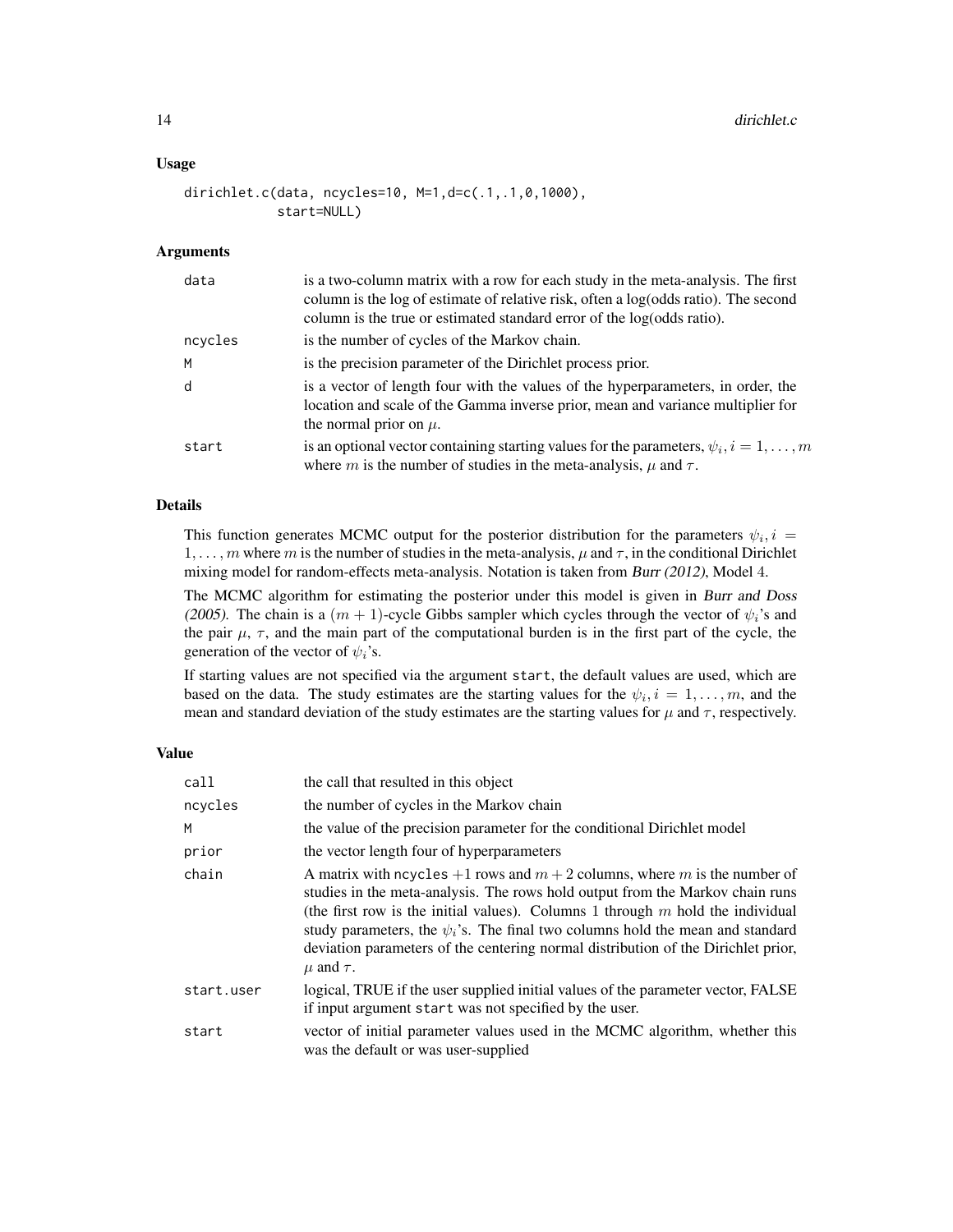### Usage

```
dirichlet.c(data, ncycles=10, M=1,d=c(.1,.1,0,1000),
            start=NULL)
```

### Arguments

| | |
|---|---|
| data | is a two-column matrix with a row for each study in the meta-analysis. The first column is the log of estimate of relative risk, often a log(odds ratio). The second column is the true or estimated standard error of the log(odds ratio). |
| ncycles | is the number of cycles of the Markov chain. |
| M | is the precision parameter of the Dirichlet process prior. |
| d | is a vector of length four with the values of the hyperparameters, in order, the location and scale of the Gamma inverse prior, mean and variance multiplier for the normal prior on $\mu$. |
| start | is an optional vector containing starting values for the parameters, $\psi_i, i = 1, \ldots, m$ where $m$ is the number of studies in the meta-analysis, $\mu$ and $\tau$. |

### Details

This function generates MCMC output for the posterior distribution for the parameters $\psi_i, i = 1, \ldots, m$ where $m$ is the number of studies in the meta-analysis, $\mu$ and $\tau$, in the conditional Dirichlet mixing model for random-effects meta-analysis. Notation is taken from *Burr (2012)*, Model 4.

The MCMC algorithm for estimating the posterior under this model is given in *Burr and Doss (2005)*. The chain is a $(m + 1)$-cycle Gibbs sampler which cycles through the vector of $\psi_i$'s and the pair $\mu$, $\tau$, and the main part of the computational burden is in the first part of the cycle, the generation of the vector of $\psi_i$'s.

If starting values are not specified via the argument start, the default values are used, which are based on the data. The study estimates are the starting values for the $\psi_i, i = 1, \ldots, m$, and the mean and standard deviation of the study estimates are the starting values for $\mu$ and $\tau$, respectively.

### Value

| | |
|---|---|
| call | the call that resulted in this object |
| ncycles | the number of cycles in the Markov chain |
| M | the value of the precision parameter for the conditional Dirichlet model |
| prior | the vector length four of hyperparameters |
| chain | A matrix with ncycles +1 rows and $m + 2$ columns, where $m$ is the number of studies in the meta-analysis. The rows hold output from the Markov chain runs (the first row is the initial values). Columns 1 through $m$ hold the individual study parameters, the $\psi_i$'s. The final two columns hold the mean and standard deviation parameters of the centering normal distribution of the Dirichlet prior, $\mu$ and $\tau$. |
| start.user | logical, TRUE if the user supplied initial values of the parameter vector, FALSE if input argument start was not specified by the user. |
| start | vector of initial parameter values used in the MCMC algorithm, whether this was the default or was user-supplied |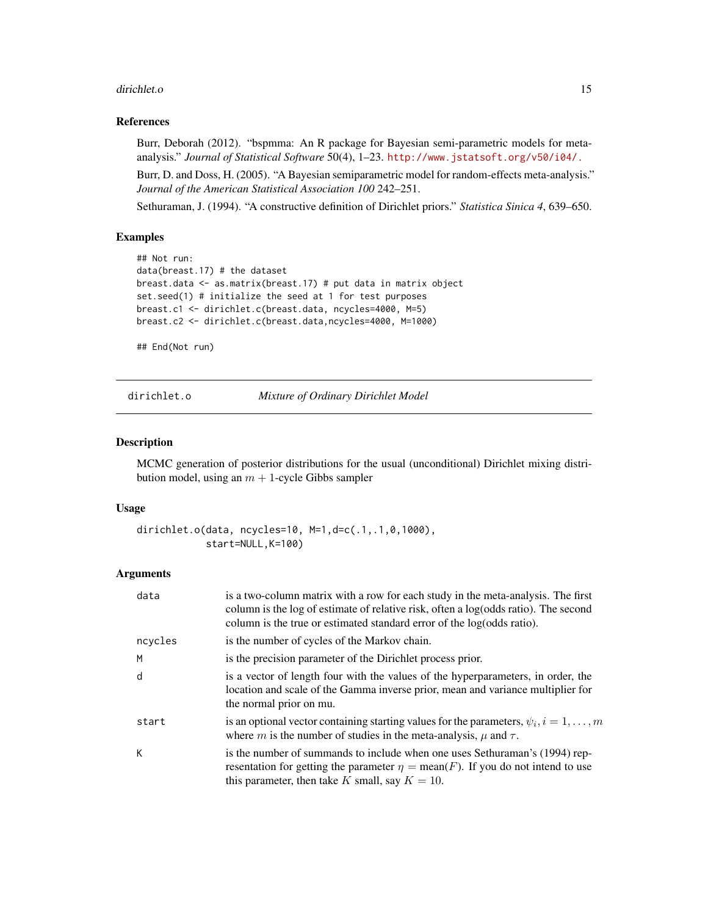## References

Burr, Deborah (2012). "bspmma: An R package for Bayesian semi-parametric models for meta-analysis." *Journal of Statistical Software* 50(4), 1–23. http://www.jstatsoft.org/v50/i04/.

Burr, D. and Doss, H. (2005). "A Bayesian semiparametric model for random-effects meta-analysis." *Journal of the American Statistical Association 100* 242–251.

Sethuraman, J. (1994). "A constructive definition of Dirichlet priors." *Statistica Sinica 4*, 639–650.

## Examples

```
## Not run:
data(breast.17) # the dataset
breast.data <- as.matrix(breast.17) # put data in matrix object
set.seed(1) # initialize the seed at 1 for test purposes
breast.c1 <- dirichlet.c(breast.data, ncycles=4000, M=5)
breast.c2 <- dirichlet.c(breast.data,ncycles=4000, M=1000)

## End(Not run)
```

---

# dirichlet.o — *Mixture of Ordinary Dirichlet Model*

## Description

MCMC generation of posterior distributions for the usual (unconditional) Dirichlet mixing distribution model, using an $m + 1$-cycle Gibbs sampler

## Usage

```
dirichlet.o(data, ncycles=10, M=1,d=c(.1,.1,0,1000),
            start=NULL,K=100)
```

## Arguments

| | |
|---|---|
| `data` | is a two-column matrix with a row for each study in the meta-analysis. The first column is the log of estimate of relative risk, often a log(odds ratio). The second column is the true or estimated standard error of the log(odds ratio). |
| `ncycles` | is the number of cycles of the Markov chain. |
| `M` | is the precision parameter of the Dirichlet process prior. |
| `d` | is a vector of length four with the values of the hyperparameters, in order, the location and scale of the Gamma inverse prior, mean and variance multiplier for the normal prior on mu. |
| `start` | is an optional vector containing starting values for the parameters, $\psi_i, i = 1, \ldots, m$ where $m$ is the number of studies in the meta-analysis, $\mu$ and $\tau$. |
| `K` | is the number of summands to include when one uses Sethuraman's (1994) representation for getting the parameter $\eta = \text{mean}(F)$. If you do not intend to use this parameter, then take $K$ small, say $K = 10$. |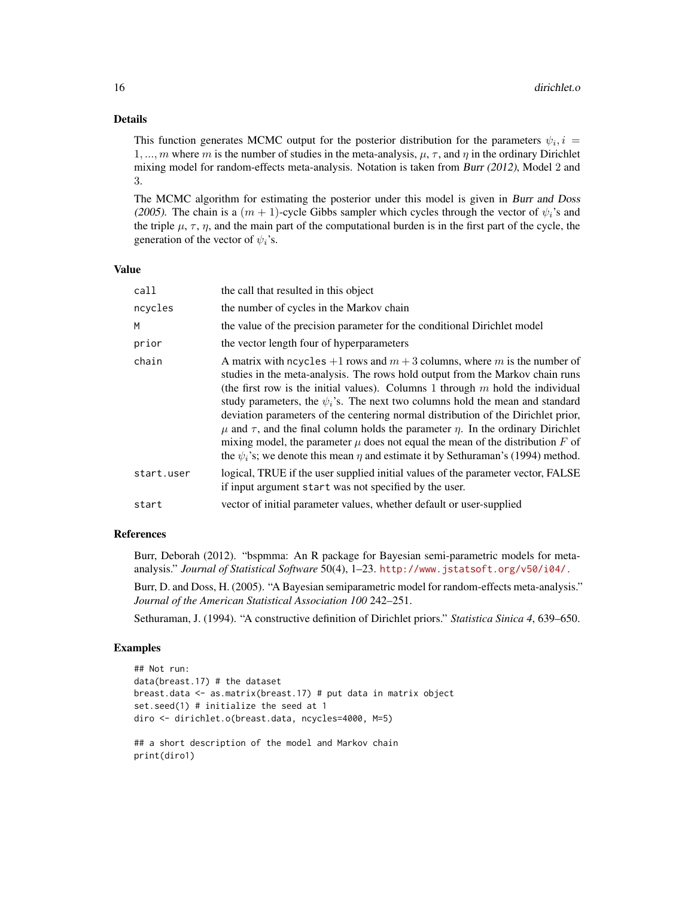### Details

This function generates MCMC output for the posterior distribution for the parameters $\psi_i, i = 1, ..., m$ where $m$ is the number of studies in the meta-analysis, $\mu$, $\tau$, and $\eta$ in the ordinary Dirichlet mixing model for random-effects meta-analysis. Notation is taken from *Burr (2012)*, Model 2 and 3.

The MCMC algorithm for estimating the posterior under this model is given in *Burr and Doss (2005)*. The chain is a $(m+1)$-cycle Gibbs sampler which cycles through the vector of $\psi_i$'s and the triple $\mu$, $\tau$, $\eta$, and the main part of the computational burden is in the first part of the cycle, the generation of the vector of $\psi_i$'s.

### Value

| | |
|---|---|
| `call` | the call that resulted in this object |
| `ncycles` | the number of cycles in the Markov chain |
| `M` | the value of the precision parameter for the conditional Dirichlet model |
| `prior` | the vector length four of hyperparameters |
| `chain` | A matrix with `ncycles` $+1$ rows and $m+3$ columns, where $m$ is the number of studies in the meta-analysis. The rows hold output from the Markov chain runs (the first row is the initial values). Columns 1 through $m$ hold the individual study parameters, the $\psi_i$'s. The next two columns hold the mean and standard deviation parameters of the centering normal distribution of the Dirichlet prior, $\mu$ and $\tau$, and the final column holds the parameter $\eta$. In the ordinary Dirichlet mixing model, the parameter $\mu$ does not equal the mean of the distribution $F$ of the $\psi_i$'s; we denote this mean $\eta$ and estimate it by Sethuraman's (1994) method. |
| `start.user` | logical, TRUE if the user supplied initial values of the parameter vector, FALSE if input argument `start` was not specified by the user. |
| `start` | vector of initial parameter values, whether default or user-supplied |

### References

Burr, Deborah (2012). "bspmma: An R package for Bayesian semi-parametric models for meta-analysis." *Journal of Statistical Software* 50(4), 1–23. http://www.jstatsoft.org/v50/i04/.

Burr, D. and Doss, H. (2005). "A Bayesian semiparametric model for random-effects meta-analysis." *Journal of the American Statistical Association 100* 242–251.

Sethuraman, J. (1994). "A constructive definition of Dirichlet priors." *Statistica Sinica 4*, 639–650.

### Examples

```
## Not run:
data(breast.17) # the dataset
breast.data <- as.matrix(breast.17) # put data in matrix object
set.seed(1) # initialize the seed at 1
diro <- dirichlet.o(breast.data, ncycles=4000, M=5)

## a short description of the model and Markov chain
print(diro1)
```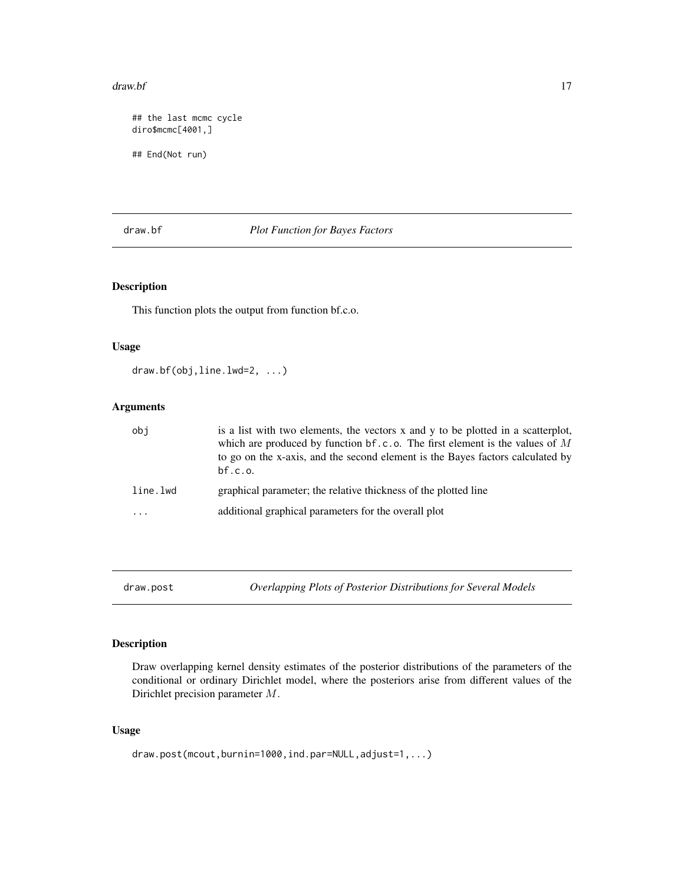```
## the last mcmc cycle
diro$mcmc[4001,]

## End(Not run)
```

## draw.bf *Plot Function for Bayes Factors*

### Description

This function plots the output from function bf.c.o.

### Usage

```
draw.bf(obj,line.lwd=2, ...)
```

### Arguments

| | |
|---|---|
| obj | is a list with two elements, the vectors x and y to be plotted in a scatterplot, which are produced by function `bf.c.o`. The first element is the values of $M$ to go on the x-axis, and the second element is the Bayes factors calculated by `bf.c.o`. |
| line.lwd | graphical parameter; the relative thickness of the plotted line |
| ... | additional graphical parameters for the overall plot |

## draw.post *Overlapping Plots of Posterior Distributions for Several Models*

### Description

Draw overlapping kernel density estimates of the posterior distributions of the parameters of the conditional or ordinary Dirichlet model, where the posteriors arise from different values of the Dirichlet precision parameter $M$.

### Usage

```
draw.post(mcout,burnin=1000,ind.par=NULL,adjust=1,...)
```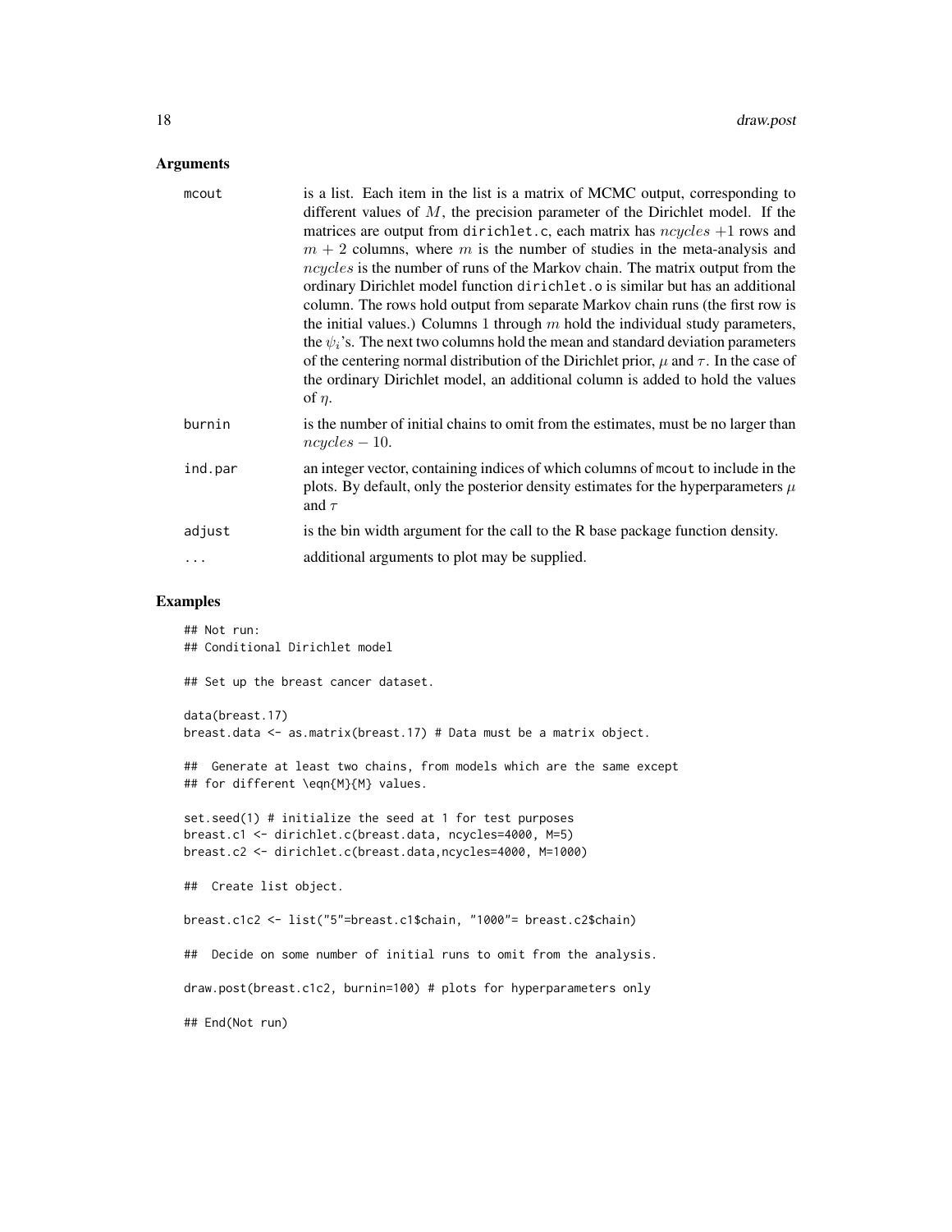## Arguments

- **mcout**: is a list. Each item in the list is a matrix of MCMC output, corresponding to different values of $M$, the precision parameter of the Dirichlet model. If the matrices are output from `dirichlet.c`, each matrix has $ncycles + 1$ rows and $m + 2$ columns, where $m$ is the number of studies in the meta-analysis and $ncycles$ is the number of runs of the Markov chain. The matrix output from the ordinary Dirichlet model function `dirichlet.o` is similar but has an additional column. The rows hold output from separate Markov chain runs (the first row is the initial values.) Columns 1 through $m$ hold the individual study parameters, the $\psi_i$'s. The next two columns hold the mean and standard deviation parameters of the centering normal distribution of the Dirichlet prior, $\mu$ and $\tau$. In the case of the ordinary Dirichlet model, an additional column is added to hold the values of $\eta$.
- **burnin**: is the number of initial chains to omit from the estimates, must be no larger than $ncycles - 10$.
- **ind.par**: an integer vector, containing indices of which columns of `mcout` to include in the plots. By default, only the posterior density estimates for the hyperparameters $\mu$ and $\tau$
- **adjust**: is the bin width argument for the call to the R base package function density.
- **...**: additional arguments to plot may be supplied.

## Examples

```
## Not run:
## Conditional Dirichlet model

## Set up the breast cancer dataset.

data(breast.17)
breast.data <- as.matrix(breast.17) # Data must be a matrix object.

##  Generate at least two chains, from models which are the same except
## for different \eqn{M}{M} values.

set.seed(1) # initialize the seed at 1 for test purposes
breast.c1 <- dirichlet.c(breast.data, ncycles=4000, M=5)
breast.c2 <- dirichlet.c(breast.data,ncycles=4000, M=1000)

##  Create list object.

breast.c1c2 <- list("5"=breast.c1$chain, "1000"= breast.c2$chain)

##  Decide on some number of initial runs to omit from the analysis.

draw.post(breast.c1c2, burnin=100) # plots for hyperparameters only

## End(Not run)
```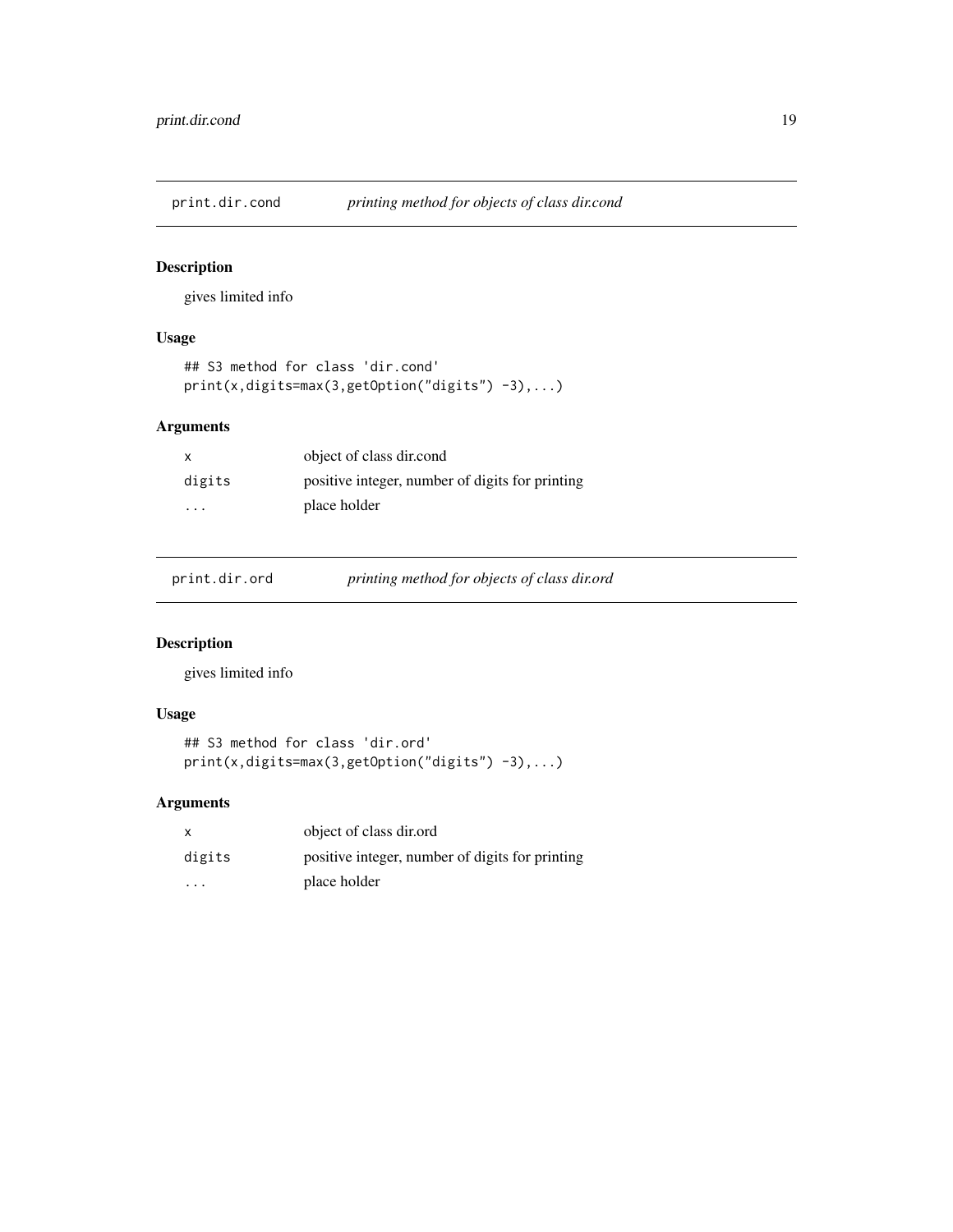## print.dir.cond — *printing method for objects of class dir.cond*

### Description

gives limited info

### Usage

```
## S3 method for class 'dir.cond'
print(x,digits=max(3,getOption("digits") -3),...)
```

### Arguments

| | |
|---|---|
| x | object of class dir.cond |
| digits | positive integer, number of digits for printing |
| ... | place holder |

## print.dir.ord — *printing method for objects of class dir.ord*

### Description

gives limited info

### Usage

```
## S3 method for class 'dir.ord'
print(x,digits=max(3,getOption("digits") -3),...)
```

### Arguments

| | |
|---|---|
| x | object of class dir.ord |
| digits | positive integer, number of digits for printing |
| ... | place holder |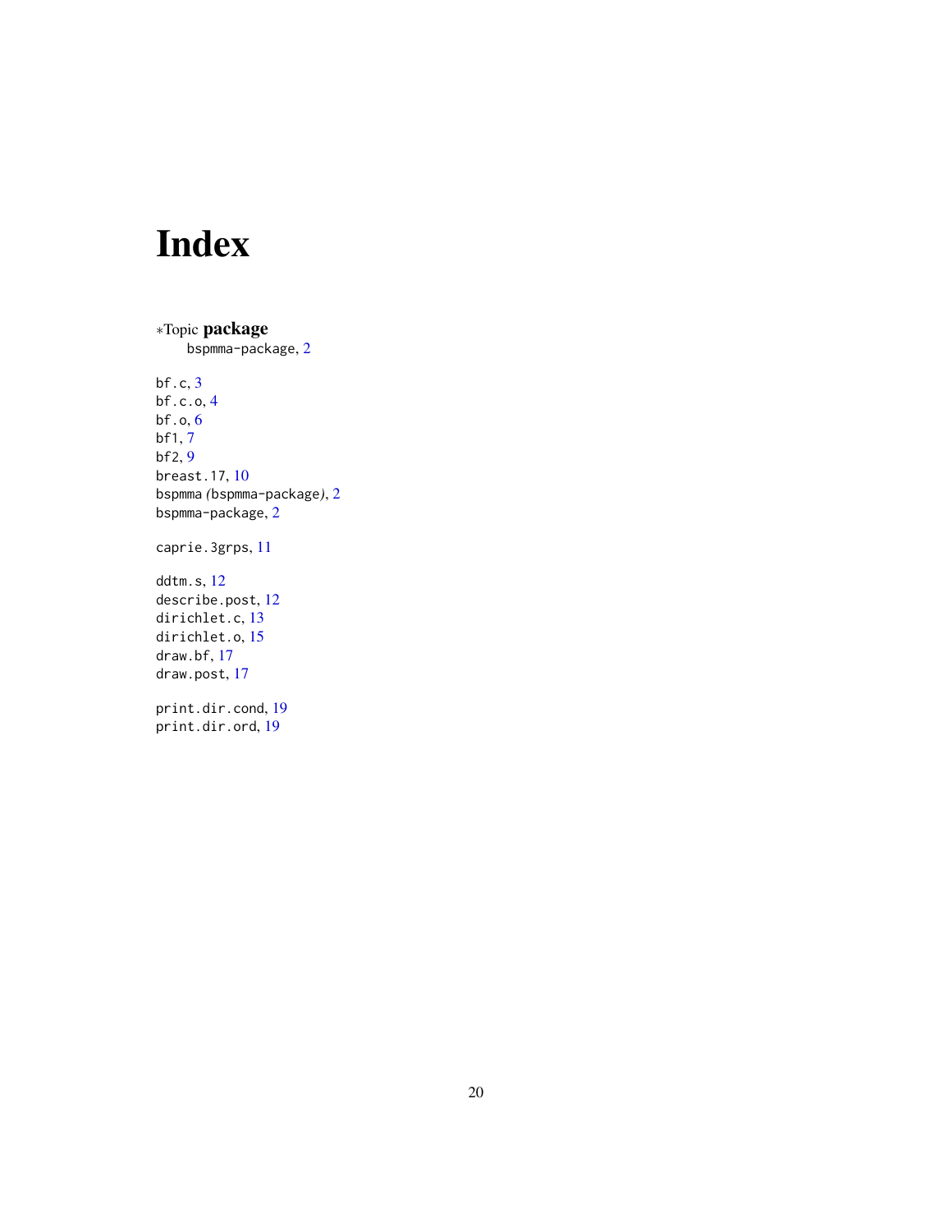# Index

*Topic **package**

bspmma-package, 2

bf.c, 3
bf.c.o, 4
bf.o, 6
bf1, 7
bf2, 9
breast.17, 10
bspmma *(*bspmma-package*)*, 2
bspmma-package, 2

caprie.3grps, 11

ddtm.s, 12
describe.post, 12
dirichlet.c, 13
dirichlet.o, 15
draw.bf, 17
draw.post, 17

print.dir.cond, 19
print.dir.ord, 19